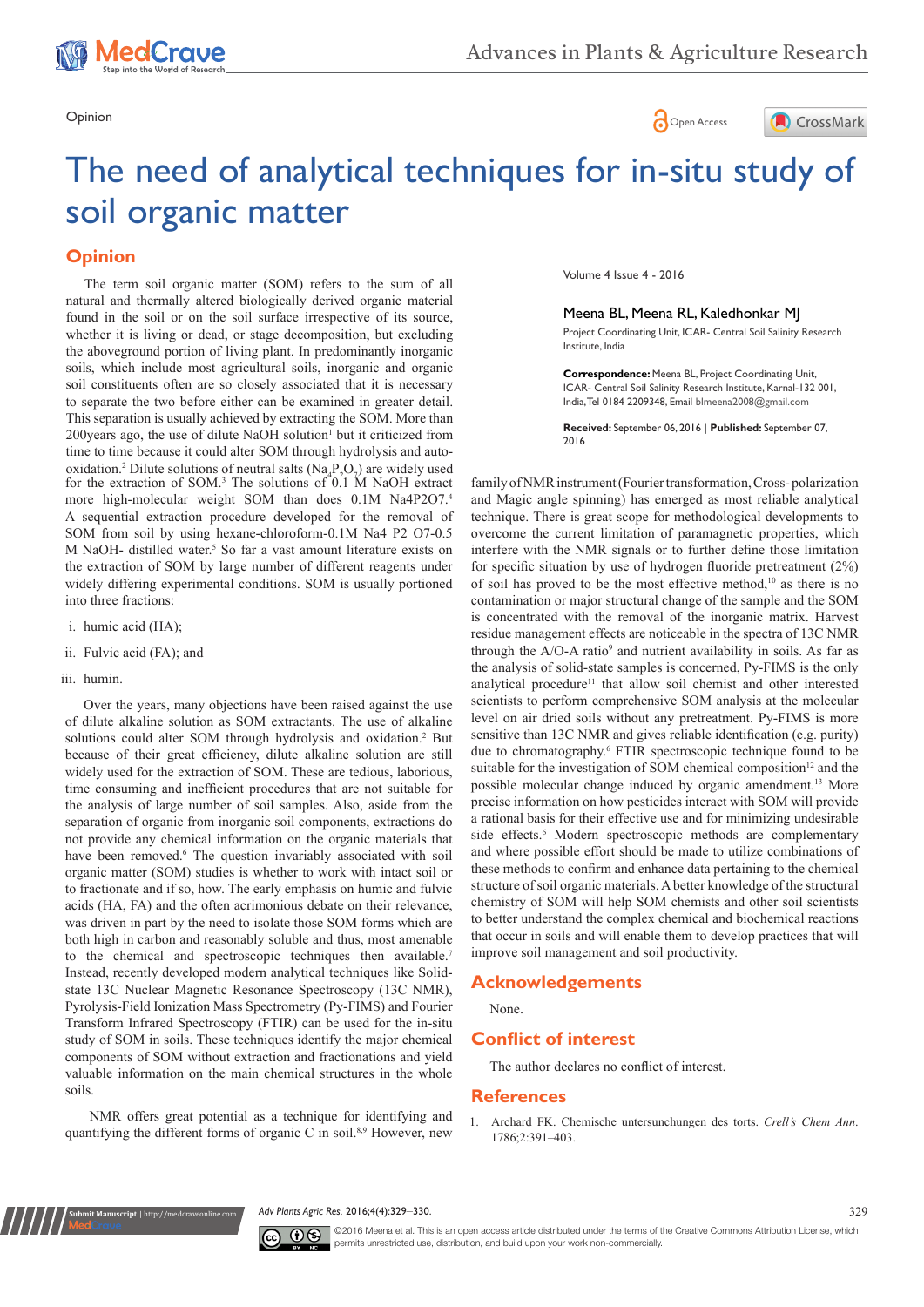Opinion

# The need of analytical techniques for in-situ study of soil organic matter

Volume 4 Issue 4 - 2016

**Meena BL, Meena RL, Kaledhonkar MJ**

Project Coordinating Unit, ICAR- Central Soil Salinity Research Institute, India

**Correspondence:** Meena BL, Project Coordinating Unit, ICAR- Central Soil Salinity Research Institute, Karnal-132 001, India, Tel 0184 2209348, Email blmeena2008@gmail.com

**Received:** September 06, 2016 | **Published:** September 07, 2016

## Opinion

The term soil organic matter (SOM) refers to the sum of all natural and thermally altered biologically derived organic material found in the soil or on the soil surface irrespective of its source, whether it is living or dead, or stage decomposition, but excluding the aboveground portion of living plant. In predominantly inorganic soils, which include most agricultural soils, inorganic and organic soil constituents often are so closely associated that it is necessary to separate the two before either can be examined in greater detail. This separation is usually achieved by extracting the SOM. More than 200years ago, the use of dilute NaOH solution[1] but it criticized from time to time because it could alter SOM through hydrolysis and auto-oxidation.[2] Dilute solutions of neutral salts ($Na_4P_2O_7$) are widely used for the extraction of SOM.[3] The solutions of 0.1 M NaOH extract more high-molecular weight SOM than does 0.1M Na4P2O7.[4] A sequential extraction procedure developed for the removal of SOM from soil by using hexane-chloroform-0.1M Na4 P2 O7-0.5 M NaOH- distilled water.[5] So far a vast amount literature exists on the extraction of SOM by large number of different reagents under widely differing experimental conditions. SOM is usually portioned into three fractions:

i. humic acid (HA);

ii. Fulvic acid (FA); and

iii. humin.

Over the years, many objections have been raised against the use of dilute alkaline solution as SOM extractants. The use of alkaline solutions could alter SOM through hydrolysis and oxidation.[2] But because of their great efficiency, dilute alkaline solution are still widely used for the extraction of SOM. These are tedious, laborious, time consuming and inefficient procedures that are not suitable for the analysis of large number of soil samples. Also, aside from the separation of organic from inorganic soil components, extractions do not provide any chemical information on the organic materials that have been removed.[6] The question invariably associated with soil organic matter (SOM) studies is whether to work with intact soil or to fractionate and if so, how. The early emphasis on humic and fulvic acids (HA, FA) and the often acrimonious debate on their relevance, was driven in part by the need to isolate those SOM forms which are both high in carbon and reasonably soluble and thus, most amenable to the chemical and spectroscopic techniques then available.[7] Instead, recently developed modern analytical techniques like Solid-state 13C Nuclear Magnetic Resonance Spectroscopy (13C NMR), Pyrolysis-Field Ionization Mass Spectrometry (Py-FIMS) and Fourier Transform Infrared Spectroscopy (FTIR) can be used for the in-situ study of SOM in soils. These techniques identify the major chemical components of SOM without extraction and fractionations and yield valuable information on the main chemical structures in the whole soils.

NMR offers great potential as a technique for identifying and quantifying the different forms of organic C in soil.[8,9] However, new family of NMR instrument (Fourier transformation, Cross- polarization and Magic angle spinning) has emerged as most reliable analytical technique. There is great scope for methodological developments to overcome the current limitation of paramagnetic properties, which interfere with the NMR signals or to further define those limitation for specific situation by use of hydrogen fluoride pretreatment (2%) of soil has proved to be the most effective method,[10] as there is no contamination or major structural change of the sample and the SOM is concentrated with the removal of the inorganic matrix. Harvest residue management effects are noticeable in the spectra of 13C NMR through the A/O-A ratio[9] and nutrient availability in soils. As far as the analysis of solid-state samples is concerned, Py-FIMS is the only analytical procedure[11] that allow soil chemist and other interested scientists to perform comprehensive SOM analysis at the molecular level on air dried soils without any pretreatment. Py-FIMS is more sensitive than 13C NMR and gives reliable identification (e.g. purity) due to chromatography.[6] FTIR spectroscopic technique found to be suitable for the investigation of SOM chemical composition[12] and the possible molecular change induced by organic amendment.[13] More precise information on how pesticides interact with SOM will provide a rational basis for their effective use and for minimizing undesirable side effects.[6] Modern spectroscopic methods are complementary and where possible effort should be made to utilize combinations of these methods to confirm and enhance data pertaining to the chemical structure of soil organic materials. A better knowledge of the structural chemistry of SOM will help SOM chemists and other soil scientists to better understand the complex chemical and biochemical reactions that occur in soils and will enable them to develop practices that will improve soil management and soil productivity.

## Acknowledgements

None.

## Conflict of interest

The author declares no conflict of interest.

## References

1. Archard FK. Chemische untersunchungen des torts. *Crell's Chem Ann.* 1786;2:391–403.

©2016 Meena et al. This is an open access article distributed under the terms of the Creative Commons Attribution License, which permits unrestricted use, distribution, and build upon your work non-commercially.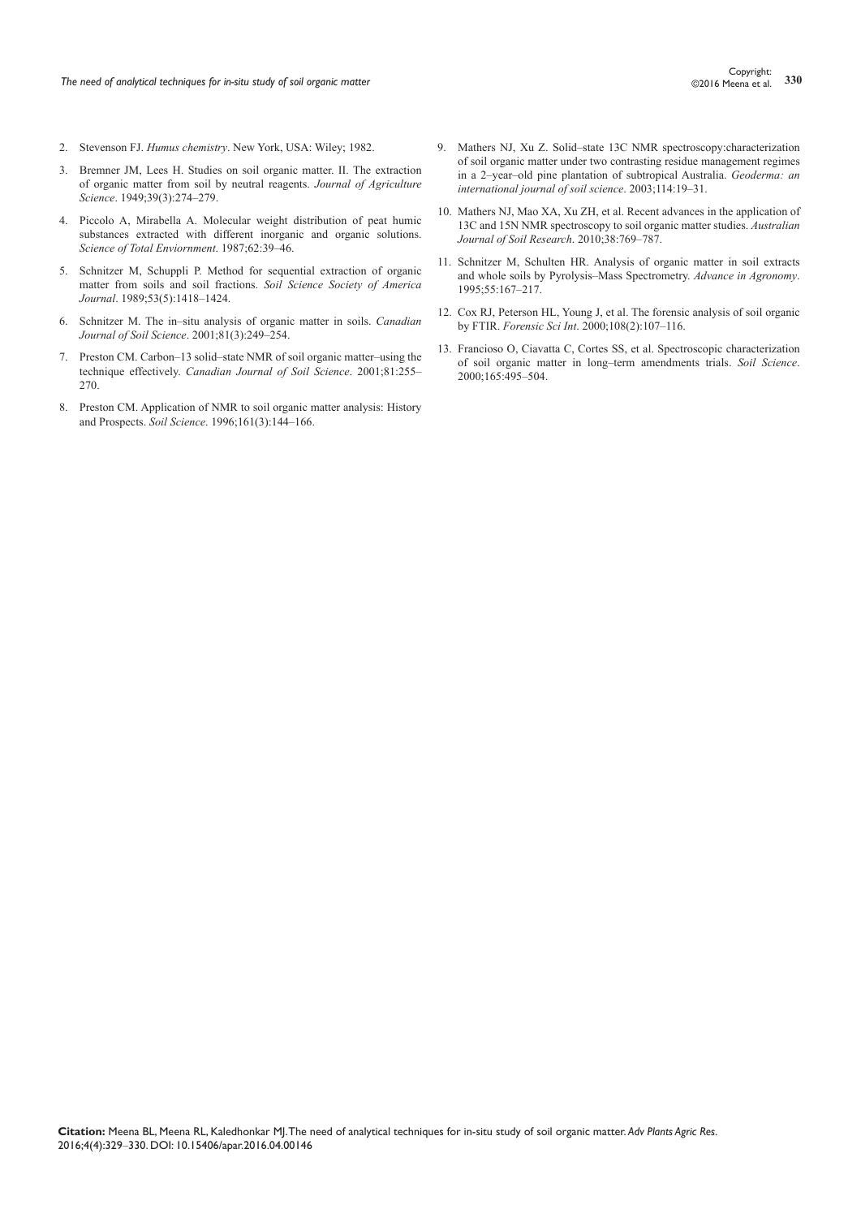2. Stevenson FJ. *Humus chemistry*. New York, USA: Wiley; 1982.
3. Bremner JM, Lees H. Studies on soil organic matter. II. The extraction of organic matter from soil by neutral reagents. *Journal of Agriculture Science*. 1949;39(3):274–279.
4. Piccolo A, Mirabella A. Molecular weight distribution of peat humic substances extracted with different inorganic and organic solutions. *Science of Total Enviornment*. 1987;62:39–46.
5. Schnitzer M, Schuppli P. Method for sequential extraction of organic matter from soils and soil fractions. *Soil Science Society of America Journal*. 1989;53(5):1418–1424.
6. Schnitzer M. The in–situ analysis of organic matter in soils. *Canadian Journal of Soil Science*. 2001;81(3):249–254.
7. Preston CM. Carbon–13 solid–state NMR of soil organic matter–using the technique effectively. *Canadian Journal of Soil Science*. 2001;81:255–270.
8. Preston CM. Application of NMR to soil organic matter analysis: History and Prospects. *Soil Science*. 1996;161(3):144–166.
9. Mathers NJ, Xu Z. Solid–state 13C NMR spectroscopy:characterization of soil organic matter under two contrasting residue management regimes in a 2–year–old pine plantation of subtropical Australia. *Geoderma: an international journal of soil science*. 2003;114:19–31.
10. Mathers NJ, Mao XA, Xu ZH, et al. Recent advances in the application of 13C and 15N NMR spectroscopy to soil organic matter studies. *Australian Journal of Soil Research*. 2010;38:769–787.
11. Schnitzer M, Schulten HR. Analysis of organic matter in soil extracts and whole soils by Pyrolysis–Mass Spectrometry. *Advance in Agronomy*. 1995;55:167–217.
12. Cox RJ, Peterson HL, Young J, et al. The forensic analysis of soil organic by FTIR. *Forensic Sci Int*. 2000;108(2):107–116.
13. Francioso O, Ciavatta C, Cortes SS, et al. Spectroscopic characterization of soil organic matter in long–term amendments trials. *Soil Science*. 2000;165:495–504.

**Citation:** Meena BL, Meena RL, Kaledhonkar MJ. The need of analytical techniques for in-situ study of soil organic matter. *Adv Plants Agric Res*. 2016;4(4):329–330. DOI: 10.15406/apar.2016.04.00146